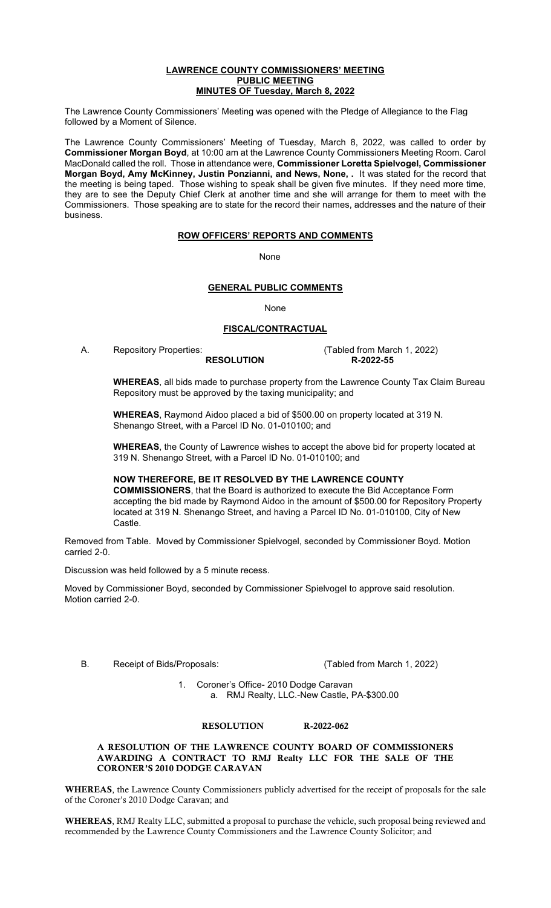# LAWRENCE COUNTY COMMISSIONERS' MEETING
## PUBLIC MEETING
## MINUTES OF Tuesday, March 8, 2022

The Lawrence County Commissioners' Meeting was opened with the Pledge of Allegiance to the Flag followed by a Moment of Silence.

The Lawrence County Commissioners' Meeting of Tuesday, March 8, 2022, was called to order by **Commissioner Morgan Boyd**, at 10:00 am at the Lawrence County Commissioners Meeting Room. Carol MacDonald called the roll. Those in attendance were, **Commissioner Loretta Spielvogel, Commissioner Morgan Boyd, Amy McKinney, Justin Ponzianni, and News, None, .** It was stated for the record that the meeting is being taped. Those wishing to speak shall be given five minutes. If they need more time, they are to see the Deputy Chief Clerk at another time and she will arrange for them to meet with the Commissioners. Those speaking are to state for the record their names, addresses and the nature of their business.

### ROW OFFICERS' REPORTS AND COMMENTS

None

### GENERAL PUBLIC COMMENTS

None

### FISCAL/CONTRACTUAL

A. Repository Properties: (Tabled from March 1, 2022)

**RESOLUTION R-2022-55**

**WHEREAS**, all bids made to purchase property from the Lawrence County Tax Claim Bureau Repository must be approved by the taxing municipality; and

**WHEREAS**, Raymond Aidoo placed a bid of $500.00 on property located at 319 N. Shenango Street, with a Parcel ID No. 01-010100; and

**WHEREAS**, the County of Lawrence wishes to accept the above bid for property located at 319 N. Shenango Street, with a Parcel ID No. 01-010100; and

**NOW THEREFORE, BE IT RESOLVED BY THE LAWRENCE COUNTY COMMISSIONERS**, that the Board is authorized to execute the Bid Acceptance Form accepting the bid made by Raymond Aidoo in the amount of $500.00 for Repository Property located at 319 N. Shenango Street, and having a Parcel ID No. 01-010100, City of New Castle.

Removed from Table. Moved by Commissioner Spielvogel, seconded by Commissioner Boyd. Motion carried 2-0.

Discussion was held followed by a 5 minute recess.

Moved by Commissioner Boyd, seconded by Commissioner Spielvogel to approve said resolution. Motion carried 2-0.

B. Receipt of Bids/Proposals: (Tabled from March 1, 2022)

1. Coroner's Office- 2010 Dodge Caravan
   a. RMJ Realty, LLC.-New Castle, PA-$300.00

**RESOLUTION R-2022-062**

**A RESOLUTION OF THE LAWRENCE COUNTY BOARD OF COMMISSIONERS AWARDING A CONTRACT TO RMJ Realty LLC FOR THE SALE OF THE CORONER'S 2010 DODGE CARAVAN**

**WHEREAS**, the Lawrence County Commissioners publicly advertised for the receipt of proposals for the sale of the Coroner's 2010 Dodge Caravan; and

**WHEREAS**, RMJ Realty LLC, submitted a proposal to purchase the vehicle, such proposal being reviewed and recommended by the Lawrence County Commissioners and the Lawrence County Solicitor; and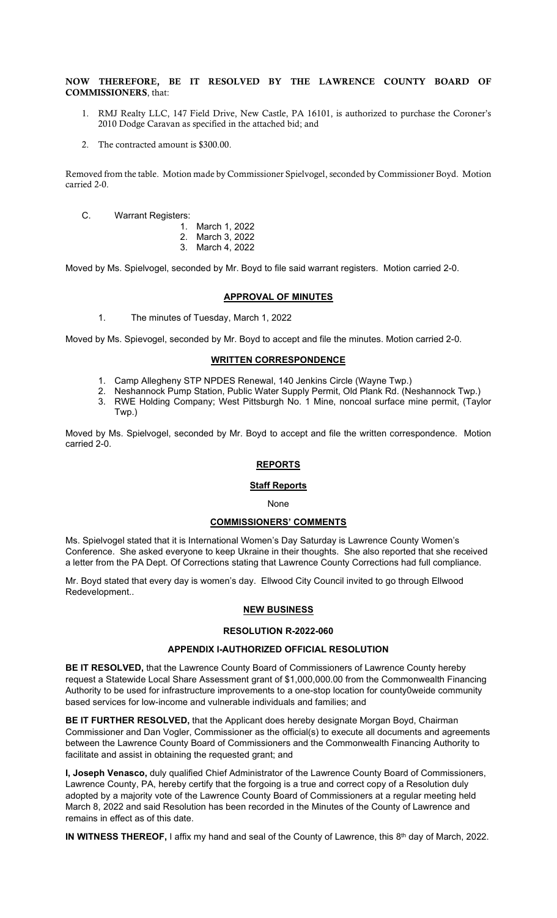**NOW THEREFORE, BE IT RESOLVED BY THE LAWRENCE COUNTY BOARD OF COMMISSIONERS**, that:

1. RMJ Realty LLC, 147 Field Drive, New Castle, PA 16101, is authorized to purchase the Coroner's 2010 Dodge Caravan as specified in the attached bid; and
2. The contracted amount is $300.00.

Removed from the table. Motion made by Commissioner Spielvogel, seconded by Commissioner Boyd. Motion carried 2-0.

C. Warrant Registers:

1. March 1, 2022
2. March 3, 2022
3. March 4, 2022

Moved by Ms. Spielvogel, seconded by Mr. Boyd to file said warrant registers. Motion carried 2-0.

## APPROVAL OF MINUTES

1. The minutes of Tuesday, March 1, 2022

Moved by Ms. Spievogel, seconded by Mr. Boyd to accept and file the minutes. Motion carried 2-0.

## WRITTEN CORRESPONDENCE

1. Camp Allegheny STP NPDES Renewal, 140 Jenkins Circle (Wayne Twp.)
2. Neshannock Pump Station, Public Water Supply Permit, Old Plank Rd. (Neshannock Twp.)
3. RWE Holding Company; West Pittsburgh No. 1 Mine, noncoal surface mine permit, (Taylor Twp.)

Moved by Ms. Spielvogel, seconded by Mr. Boyd to accept and file the written correspondence. Motion carried 2-0.

## REPORTS

### Staff Reports

None

## COMMISSIONERS' COMMENTS

Ms. Spielvogel stated that it is International Women's Day Saturday is Lawrence County Women's Conference. She asked everyone to keep Ukraine in their thoughts. She also reported that she received a letter from the PA Dept. Of Corrections stating that Lawrence County Corrections had full compliance.

Mr. Boyd stated that every day is women's day. Ellwood City Council invited to go through Ellwood Redevelopment..

## NEW BUSINESS

### RESOLUTION R-2022-060

### APPENDIX I-AUTHORIZED OFFICIAL RESOLUTION

**BE IT RESOLVED,** that the Lawrence County Board of Commissioners of Lawrence County hereby request a Statewide Local Share Assessment grant of $1,000,000.00 from the Commonwealth Financing Authority to be used for infrastructure improvements to a one-stop location for county0weide community based services for low-income and vulnerable individuals and families; and

**BE IT FURTHER RESOLVED,** that the Applicant does hereby designate Morgan Boyd, Chairman Commissioner and Dan Vogler, Commissioner as the official(s) to execute all documents and agreements between the Lawrence County Board of Commissioners and the Commonwealth Financing Authority to facilitate and assist in obtaining the requested grant; and

**I, Joseph Venasco,** duly qualified Chief Administrator of the Lawrence County Board of Commissioners, Lawrence County, PA, hereby certify that the forgoing is a true and correct copy of a Resolution duly adopted by a majority vote of the Lawrence County Board of Commissioners at a regular meeting held March 8, 2022 and said Resolution has been recorded in the Minutes of the County of Lawrence and remains in effect as of this date.

**IN WITNESS THEREOF,** I affix my hand and seal of the County of Lawrence, this 8th day of March, 2022.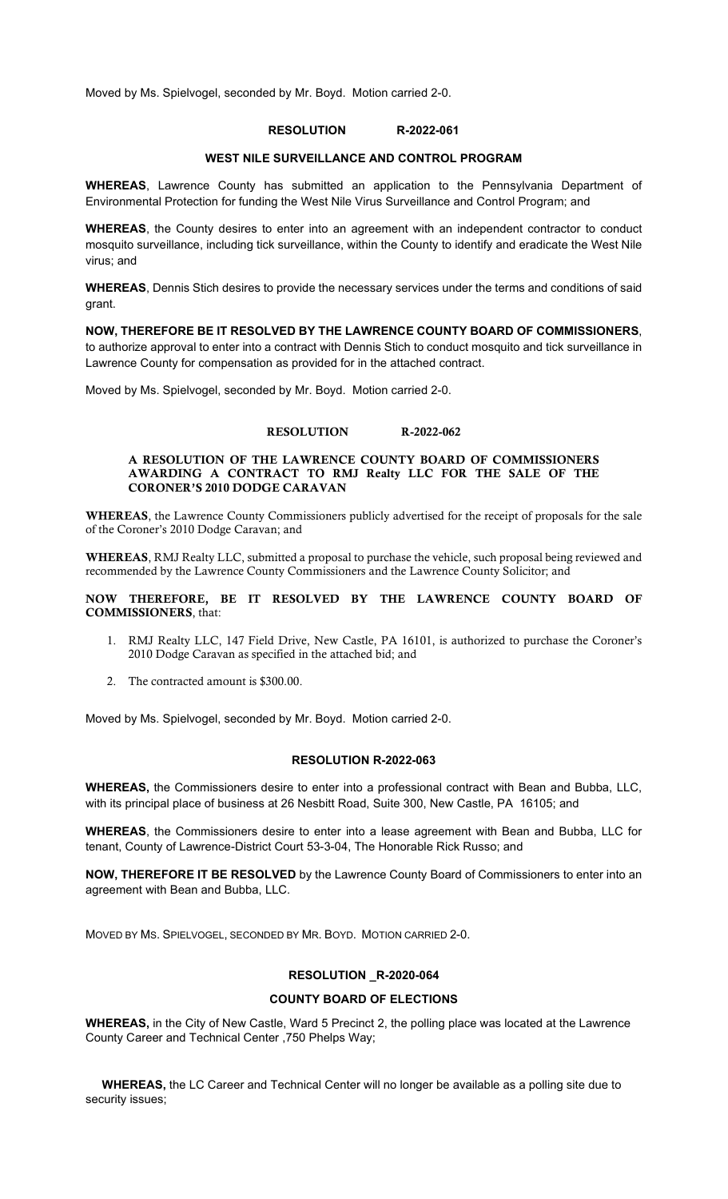Moved by Ms. Spielvogel, seconded by Mr. Boyd. Motion carried 2-0.

## RESOLUTION R-2022-061

## WEST NILE SURVEILLANCE AND CONTROL PROGRAM

**WHEREAS**, Lawrence County has submitted an application to the Pennsylvania Department of Environmental Protection for funding the West Nile Virus Surveillance and Control Program; and

**WHEREAS**, the County desires to enter into an agreement with an independent contractor to conduct mosquito surveillance, including tick surveillance, within the County to identify and eradicate the West Nile virus; and

**WHEREAS**, Dennis Stich desires to provide the necessary services under the terms and conditions of said grant.

**NOW, THEREFORE BE IT RESOLVED BY THE LAWRENCE COUNTY BOARD OF COMMISSIONERS**, to authorize approval to enter into a contract with Dennis Stich to conduct mosquito and tick surveillance in Lawrence County for compensation as provided for in the attached contract.

Moved by Ms. Spielvogel, seconded by Mr. Boyd. Motion carried 2-0.

## RESOLUTION R-2022-062

### A RESOLUTION OF THE LAWRENCE COUNTY BOARD OF COMMISSIONERS AWARDING A CONTRACT TO RMJ Realty LLC FOR THE SALE OF THE CORONER'S 2010 DODGE CARAVAN

**WHEREAS**, the Lawrence County Commissioners publicly advertised for the receipt of proposals for the sale of the Coroner's 2010 Dodge Caravan; and

**WHEREAS**, RMJ Realty LLC, submitted a proposal to purchase the vehicle, such proposal being reviewed and recommended by the Lawrence County Commissioners and the Lawrence County Solicitor; and

**NOW THEREFORE, BE IT RESOLVED BY THE LAWRENCE COUNTY BOARD OF COMMISSIONERS**, that:

1. RMJ Realty LLC, 147 Field Drive, New Castle, PA 16101, is authorized to purchase the Coroner's 2010 Dodge Caravan as specified in the attached bid; and
2. The contracted amount is $300.00.

Moved by Ms. Spielvogel, seconded by Mr. Boyd. Motion carried 2-0.

## RESOLUTION R-2022-063

**WHEREAS,** the Commissioners desire to enter into a professional contract with Bean and Bubba, LLC, with its principal place of business at 26 Nesbitt Road, Suite 300, New Castle, PA 16105; and

**WHEREAS**, the Commissioners desire to enter into a lease agreement with Bean and Bubba, LLC for tenant, County of Lawrence-District Court 53-3-04, The Honorable Rick Russo; and

**NOW, THEREFORE IT BE RESOLVED** by the Lawrence County Board of Commissioners to enter into an agreement with Bean and Bubba, LLC.

MOVED BY MS. SPIELVOGEL, SECONDED BY MR. BOYD. MOTION CARRIED 2-0.

## RESOLUTION _R-2020-064

## COUNTY BOARD OF ELECTIONS

**WHEREAS,** in the City of New Castle, Ward 5 Precinct 2, the polling place was located at the Lawrence County Career and Technical Center ,750 Phelps Way;

**WHEREAS,** the LC Career and Technical Center will no longer be available as a polling site due to security issues;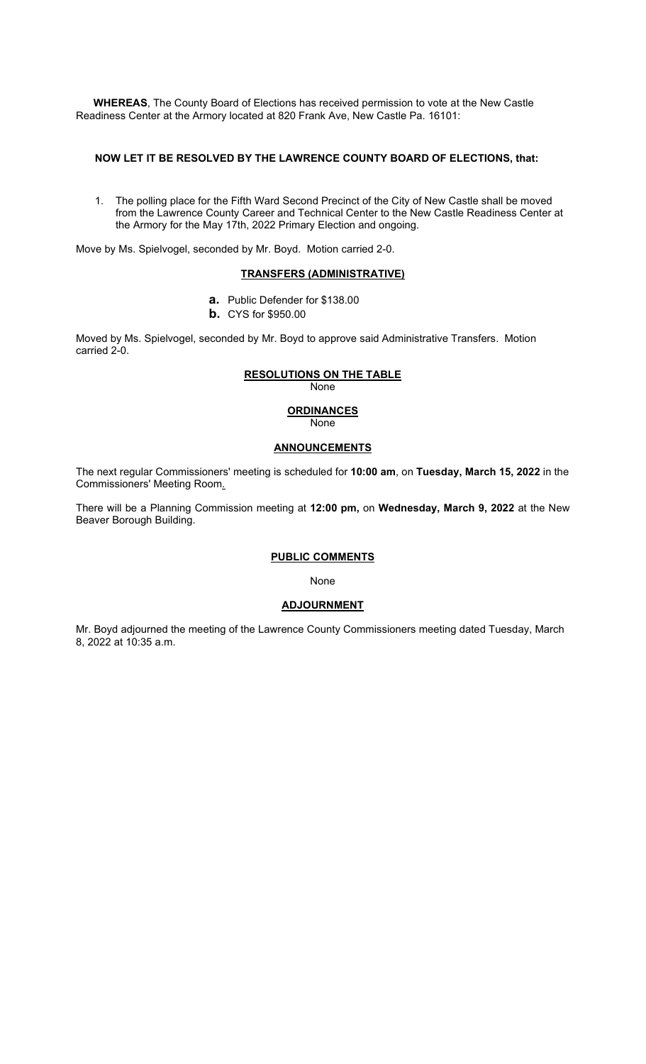**WHEREAS**, The County Board of Elections has received permission to vote at the New Castle Readiness Center at the Armory located at 820 Frank Ave, New Castle Pa. 16101:

**NOW LET IT BE RESOLVED BY THE LAWRENCE COUNTY BOARD OF ELECTIONS, that:**

1. The polling place for the Fifth Ward Second Precinct of the City of New Castle shall be moved from the Lawrence County Career and Technical Center to the New Castle Readiness Center at the Armory for the May 17th, 2022 Primary Election and ongoing.

Move by Ms. Spielvogel, seconded by Mr. Boyd. Motion carried 2-0.

**TRANSFERS (ADMINISTRATIVE)**

**a.** Public Defender for $138.00

**b.** CYS for $950.00

Moved by Ms. Spielvogel, seconded by Mr. Boyd to approve said Administrative Transfers. Motion carried 2-0.

**RESOLUTIONS ON THE TABLE**

None

**ORDINANCES**

None

**ANNOUNCEMENTS**

The next regular Commissioners' meeting is scheduled for **10:00 am**, on **Tuesday, March 15, 2022** in the Commissioners' Meeting Room.

There will be a Planning Commission meeting at **12:00 pm,** on **Wednesday, March 9, 2022** at the New Beaver Borough Building.

**PUBLIC COMMENTS**

None

**ADJOURNMENT**

Mr. Boyd adjourned the meeting of the Lawrence County Commissioners meeting dated Tuesday, March 8, 2022 at 10:35 a.m.